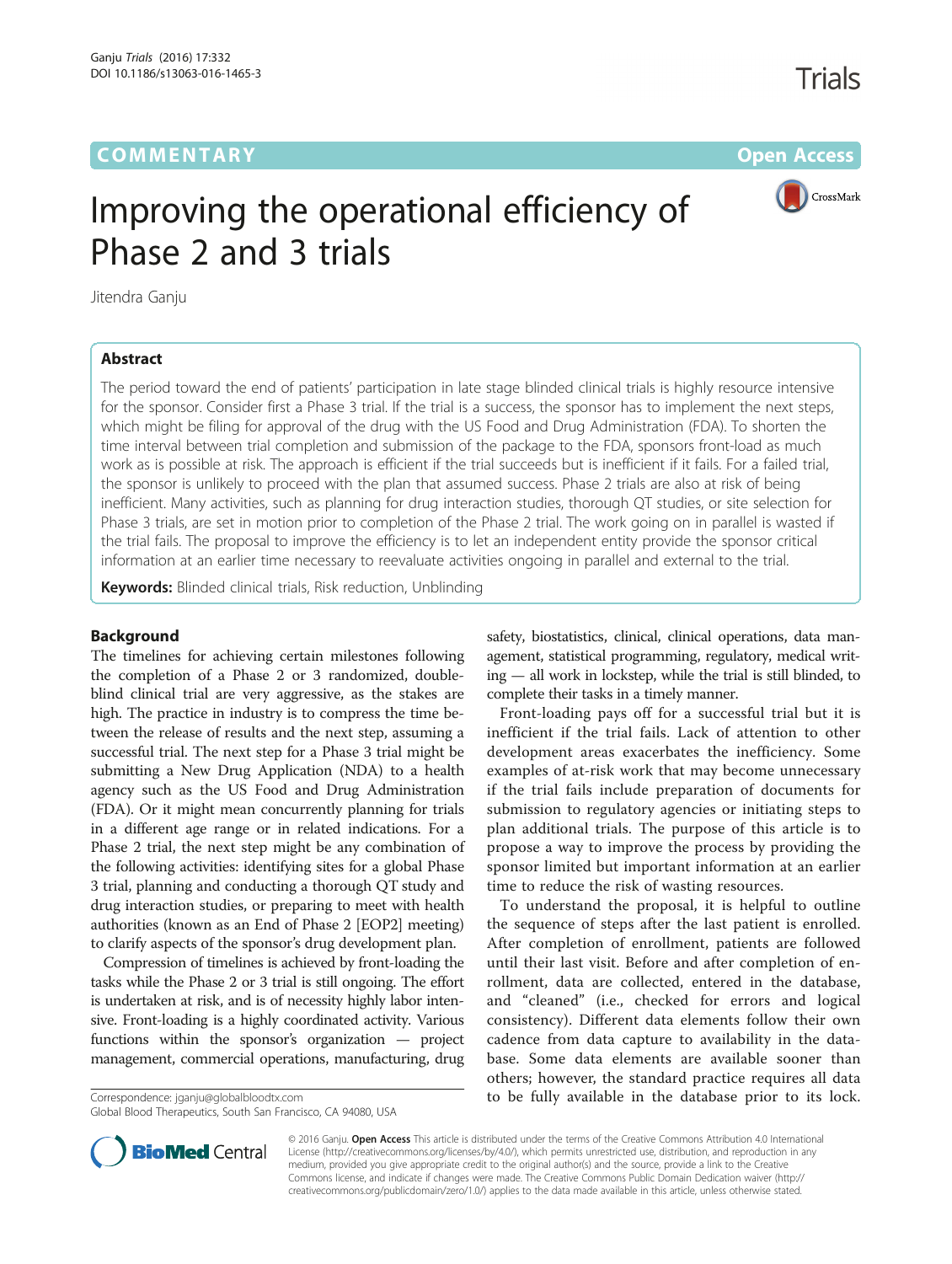COMMENTARY

Open Access

# Improving the operational efficiency of Phase 2 and 3 trials

Jitendra Ganju

## Abstract

The period toward the end of patients' participation in late stage blinded clinical trials is highly resource intensive for the sponsor. Consider first a Phase 3 trial. If the trial is a success, the sponsor has to implement the next steps, which might be filing for approval of the drug with the US Food and Drug Administration (FDA). To shorten the time interval between trial completion and submission of the package to the FDA, sponsors front-load as much work as is possible at risk. The approach is efficient if the trial succeeds but is inefficient if it fails. For a failed trial, the sponsor is unlikely to proceed with the plan that assumed success. Phase 2 trials are also at risk of being inefficient. Many activities, such as planning for drug interaction studies, thorough QT studies, or site selection for Phase 3 trials, are set in motion prior to completion of the Phase 2 trial. The work going on in parallel is wasted if the trial fails. The proposal to improve the efficiency is to let an independent entity provide the sponsor critical information at an earlier time necessary to reevaluate activities ongoing in parallel and external to the trial.

**Keywords:** Blinded clinical trials, Risk reduction, Unblinding

## Background

The timelines for achieving certain milestones following the completion of a Phase 2 or 3 randomized, double-blind clinical trial are very aggressive, as the stakes are high. The practice in industry is to compress the time between the release of results and the next step, assuming a successful trial. The next step for a Phase 3 trial might be submitting a New Drug Application (NDA) to a health agency such as the US Food and Drug Administration (FDA). Or it might mean concurrently planning for trials in a different age range or in related indications. For a Phase 2 trial, the next step might be any combination of the following activities: identifying sites for a global Phase 3 trial, planning and conducting a thorough QT study and drug interaction studies, or preparing to meet with health authorities (known as an End of Phase 2 [EOP2] meeting) to clarify aspects of the sponsor's drug development plan.

Compression of timelines is achieved by front-loading the tasks while the Phase 2 or 3 trial is still ongoing. The effort is undertaken at risk, and is of necessity highly labor intensive. Front-loading is a highly coordinated activity. Various functions within the sponsor's organization — project management, commercial operations, manufacturing, drug safety, biostatistics, clinical, clinical operations, data management, statistical programming, regulatory, medical writing — all work in lockstep, while the trial is still blinded, to complete their tasks in a timely manner.

Front-loading pays off for a successful trial but it is inefficient if the trial fails. Lack of attention to other development areas exacerbates the inefficiency. Some examples of at-risk work that may become unnecessary if the trial fails include preparation of documents for submission to regulatory agencies or initiating steps to plan additional trials. The purpose of this article is to propose a way to improve the process by providing the sponsor limited but important information at an earlier time to reduce the risk of wasting resources.

To understand the proposal, it is helpful to outline the sequence of steps after the last patient is enrolled. After completion of enrollment, patients are followed until their last visit. Before and after completion of enrollment, data are collected, entered in the database, and "cleaned" (i.e., checked for errors and logical consistency). Different data elements follow their own cadence from data capture to availability in the database. Some data elements are available sooner than others; however, the standard practice requires all data to be fully available in the database prior to its lock.

Correspondence: jganju@globalbloodtx.com
Global Blood Therapeutics, South San Francisco, CA 94080, USA

© 2016 Ganju. **Open Access** This article is distributed under the terms of the Creative Commons Attribution 4.0 International License (http://creativecommons.org/licenses/by/4.0/), which permits unrestricted use, distribution, and reproduction in any medium, provided you give appropriate credit to the original author(s) and the source, provide a link to the Creative Commons license, and indicate if changes were made. The Creative Commons Public Domain Dedication waiver (http://creativecommons.org/publicdomain/zero/1.0/) applies to the data made available in this article, unless otherwise stated.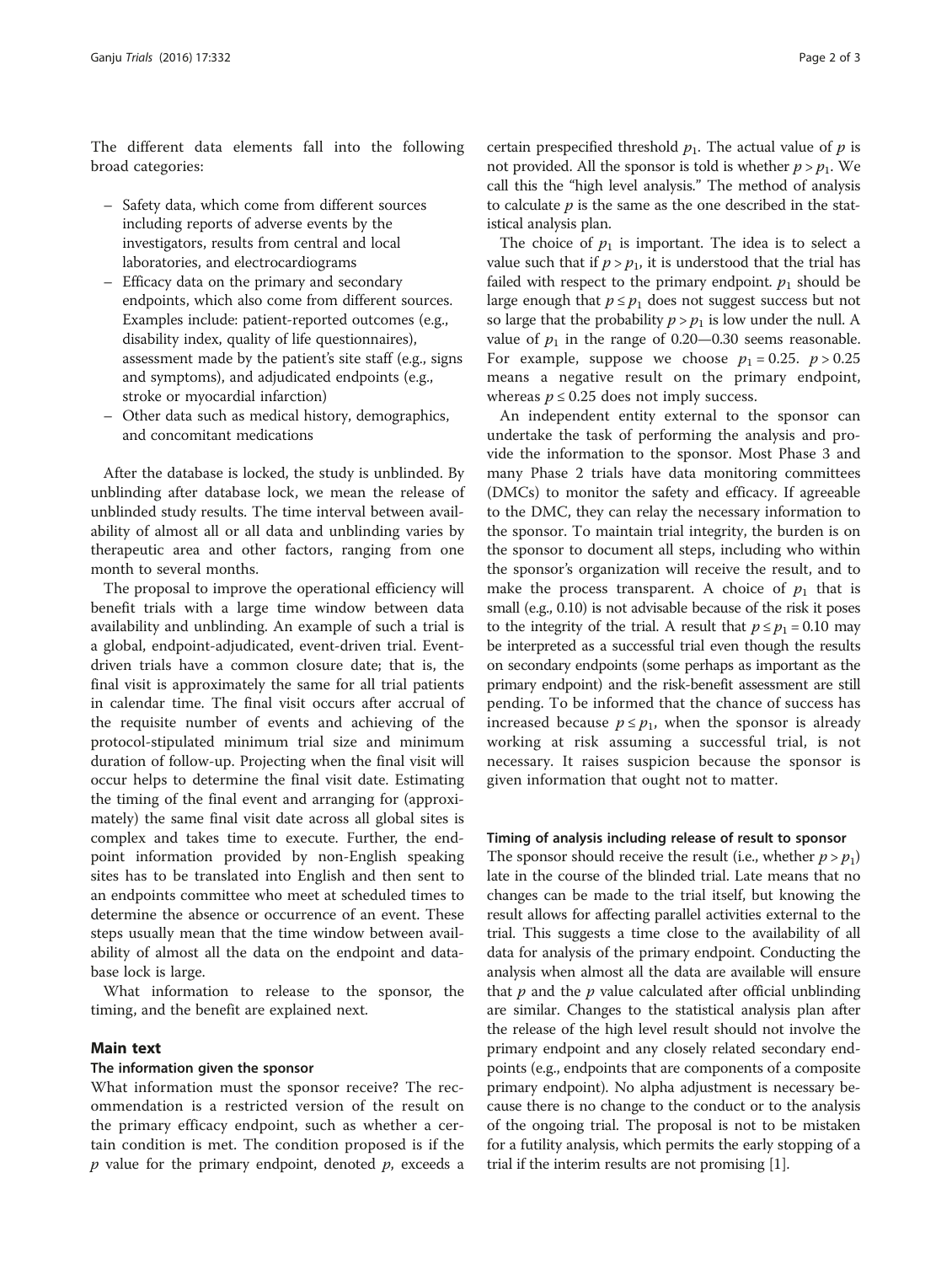The different data elements fall into the following broad categories:

- Safety data, which come from different sources including reports of adverse events by the investigators, results from central and local laboratories, and electrocardiograms
- Efficacy data on the primary and secondary endpoints, which also come from different sources. Examples include: patient-reported outcomes (e.g., disability index, quality of life questionnaires), assessment made by the patient's site staff (e.g., signs and symptoms), and adjudicated endpoints (e.g., stroke or myocardial infarction)
- Other data such as medical history, demographics, and concomitant medications

After the database is locked, the study is unblinded. By unblinding after database lock, we mean the release of unblinded study results. The time interval between availability of almost all or all data and unblinding varies by therapeutic area and other factors, ranging from one month to several months.

The proposal to improve the operational efficiency will benefit trials with a large time window between data availability and unblinding. An example of such a trial is a global, endpoint-adjudicated, event-driven trial. Event-driven trials have a common closure date; that is, the final visit is approximately the same for all trial patients in calendar time. The final visit occurs after accrual of the requisite number of events and achieving of the protocol-stipulated minimum trial size and minimum duration of follow-up. Projecting when the final visit will occur helps to determine the final visit date. Estimating the timing of the final event and arranging for (approximately) the same final visit date across all global sites is complex and takes time to execute. Further, the endpoint information provided by non-English speaking sites has to be translated into English and then sent to an endpoints committee who meet at scheduled times to determine the absence or occurrence of an event. These steps usually mean that the time window between availability of almost all the data on the endpoint and database lock is large.

What information to release to the sponsor, the timing, and the benefit are explained next.

## Main text

### The information given the sponsor

What information must the sponsor receive? The recommendation is a restricted version of the result on the primary efficacy endpoint, such as whether a certain condition is met. The condition proposed is if the $p$ value for the primary endpoint, denoted $p$, exceeds a certain prespecified threshold $p_1$. The actual value of $p$ is not provided. All the sponsor is told is whether $p > p_1$. We call this the "high level analysis." The method of analysis to calculate $p$ is the same as the one described in the statistical analysis plan.

The choice of $p_1$ is important. The idea is to select a value such that if $p > p_1$, it is understood that the trial has failed with respect to the primary endpoint. $p_1$ should be large enough that $p \le p_1$ does not suggest success but not so large that the probability $p > p_1$ is low under the null. A value of $p_1$ in the range of 0.20—0.30 seems reasonable. For example, suppose we choose $p_1 = 0.25$. $p > 0.25$ means a negative result on the primary endpoint, whereas $p \le 0.25$ does not imply success.

An independent entity external to the sponsor can undertake the task of performing the analysis and provide the information to the sponsor. Most Phase 3 and many Phase 2 trials have data monitoring committees (DMCs) to monitor the safety and efficacy. If agreeable to the DMC, they can relay the necessary information to the sponsor. To maintain trial integrity, the burden is on the sponsor to document all steps, including who within the sponsor's organization will receive the result, and to make the process transparent. A choice of $p_1$ that is small (e.g., 0.10) is not advisable because of the risk it poses to the integrity of the trial. A result that $p \le p_1 = 0.10$ may be interpreted as a successful trial even though the results on secondary endpoints (some perhaps as important as the primary endpoint) and the risk-benefit assessment are still pending. To be informed that the chance of success has increased because $p \le p_1$, when the sponsor is already working at risk assuming a successful trial, is not necessary. It raises suspicion because the sponsor is given information that ought not to matter.

### Timing of analysis including release of result to sponsor

The sponsor should receive the result (i.e., whether $p > p_1$) late in the course of the blinded trial. Late means that no changes can be made to the trial itself, but knowing the result allows for affecting parallel activities external to the trial. This suggests a time close to the availability of all data for analysis of the primary endpoint. Conducting the analysis when almost all the data are available will ensure that $p$ and the $p$ value calculated after official unblinding are similar. Changes to the statistical analysis plan after the release of the high level result should not involve the primary endpoint and any closely related secondary endpoints (e.g., endpoints that are components of a composite primary endpoint). No alpha adjustment is necessary because there is no change to the conduct or to the analysis of the ongoing trial. The proposal is not to be mistaken for a futility analysis, which permits the early stopping of a trial if the interim results are not promising [1].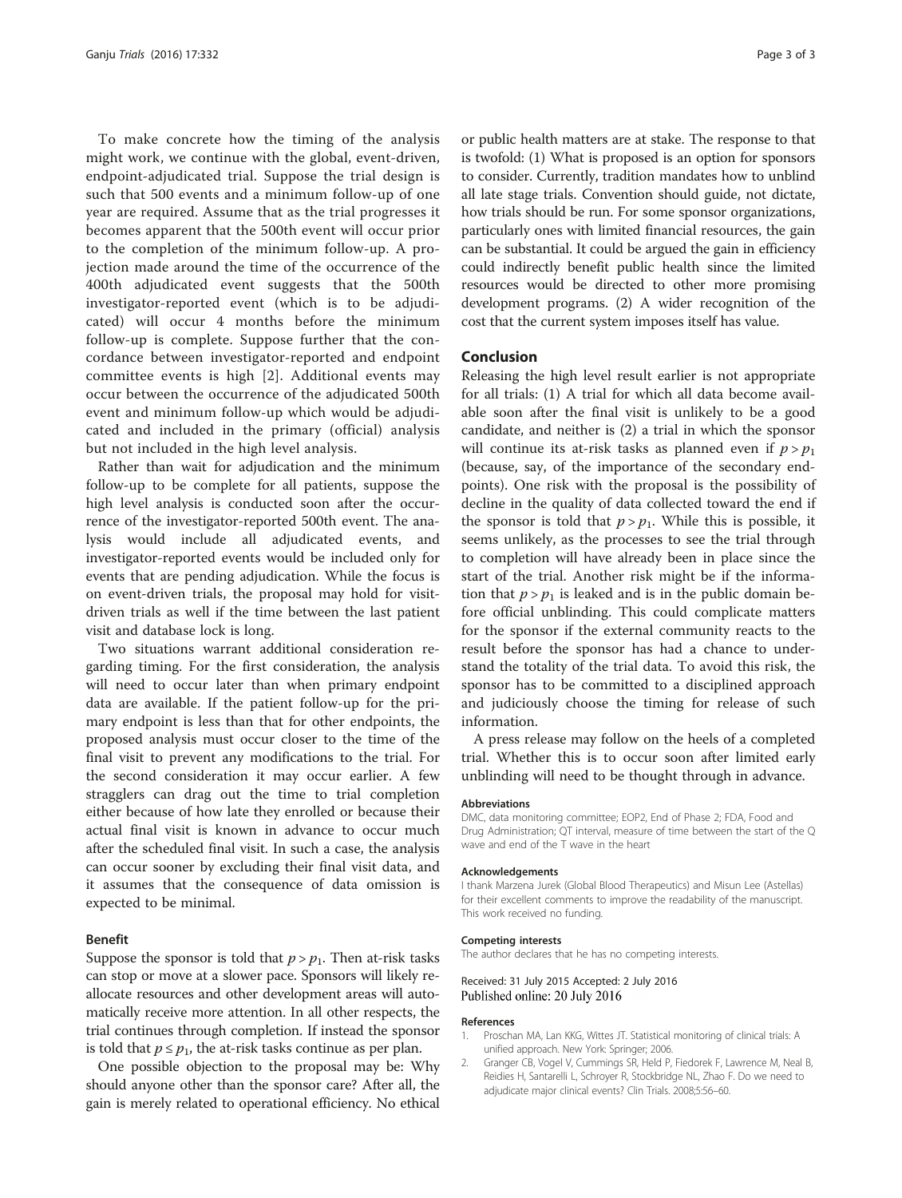To make concrete how the timing of the analysis might work, we continue with the global, event-driven, endpoint-adjudicated trial. Suppose the trial design is such that 500 events and a minimum follow-up of one year are required. Assume that as the trial progresses it becomes apparent that the 500th event will occur prior to the completion of the minimum follow-up. A projection made around the time of the occurrence of the 400th adjudicated event suggests that the 500th investigator-reported event (which is to be adjudicated) will occur 4 months before the minimum follow-up is complete. Suppose further that the concordance between investigator-reported and endpoint committee events is high [2]. Additional events may occur between the occurrence of the adjudicated 500th event and minimum follow-up which would be adjudicated and included in the primary (official) analysis but not included in the high level analysis.

Rather than wait for adjudication and the minimum follow-up to be complete for all patients, suppose the high level analysis is conducted soon after the occurrence of the investigator-reported 500th event. The analysis would include all adjudicated events, and investigator-reported events would be included only for events that are pending adjudication. While the focus is on event-driven trials, the proposal may hold for visit-driven trials as well if the time between the last patient visit and database lock is long.

Two situations warrant additional consideration regarding timing. For the first consideration, the analysis will need to occur later than when primary endpoint data are available. If the patient follow-up for the primary endpoint is less than that for other endpoints, the proposed analysis must occur closer to the time of the final visit to prevent any modifications to the trial. For the second consideration it may occur earlier. A few stragglers can drag out the time to trial completion either because of how late they enrolled or because their actual final visit is known in advance to occur much after the scheduled final visit. In such a case, the analysis can occur sooner by excluding their final visit data, and it assumes that the consequence of data omission is expected to be minimal.

## Benefit

Suppose the sponsor is told that $p > p_1$. Then at-risk tasks can stop or move at a slower pace. Sponsors will likely reallocate resources and other development areas will automatically receive more attention. In all other respects, the trial continues through completion. If instead the sponsor is told that $p \leq p_1$, the at-risk tasks continue as per plan.

One possible objection to the proposal may be: Why should anyone other than the sponsor care? After all, the gain is merely related to operational efficiency. No ethical or public health matters are at stake. The response to that is twofold: (1) What is proposed is an option for sponsors to consider. Currently, tradition mandates how to unblind all late stage trials. Convention should guide, not dictate, how trials should be run. For some sponsor organizations, particularly ones with limited financial resources, the gain can be substantial. It could be argued the gain in efficiency could indirectly benefit public health since the limited resources would be directed to other more promising development programs. (2) A wider recognition of the cost that the current system imposes itself has value.

## Conclusion

Releasing the high level result earlier is not appropriate for all trials: (1) A trial for which all data become available soon after the final visit is unlikely to be a good candidate, and neither is (2) a trial in which the sponsor will continue its at-risk tasks as planned even if $p > p_1$ (because, say, of the importance of the secondary endpoints). One risk with the proposal is the possibility of decline in the quality of data collected toward the end if the sponsor is told that $p > p_1$. While this is possible, it seems unlikely, as the processes to see the trial through to completion will have already been in place since the start of the trial. Another risk might be if the information that $p > p_1$ is leaked and is in the public domain before official unblinding. This could complicate matters for the sponsor if the external community reacts to the result before the sponsor has had a chance to understand the totality of the trial data. To avoid this risk, the sponsor has to be committed to a disciplined approach and judiciously choose the timing for release of such information.

A press release may follow on the heels of a completed trial. Whether this is to occur soon after limited early unblinding will need to be thought through in advance.

#### Abbreviations

DMC, data monitoring committee; EOP2, End of Phase 2; FDA, Food and Drug Administration; QT interval, measure of time between the start of the Q wave and end of the T wave in the heart

#### Acknowledgements

I thank Marzena Jurek (Global Blood Therapeutics) and Misun Lee (Astellas) for their excellent comments to improve the readability of the manuscript. This work received no funding.

#### Competing interests

The author declares that he has no competing interests.

Received: 31 July 2015 Accepted: 2 July 2016
Published online: 20 July 2016

#### References

1. Proschan MA, Lan KKG, Wittes JT. Statistical monitoring of clinical trials: A unified approach. New York: Springer; 2006.
2. Granger CB, Vogel V, Cummings SR, Held P, Fiedorek F, Lawrence M, Neal B, Reidies H, Santarelli L, Schroyer R, Stockbridge NL, Zhao F. Do we need to adjudicate major clinical events? Clin Trials. 2008;5:56–60.